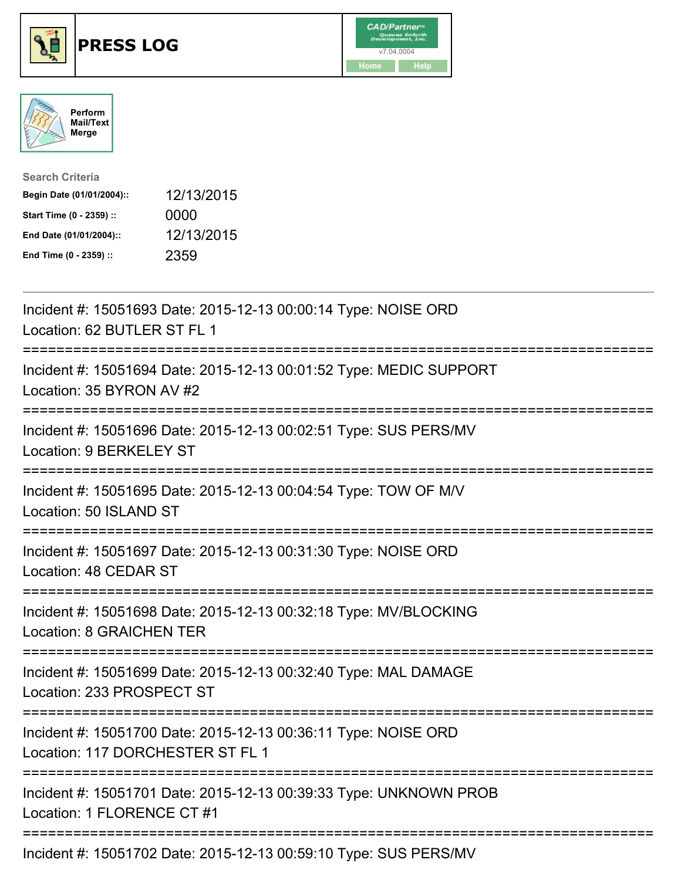# PRESS LOG

CAD/Partner
v7.04.0004
Home Help

Perform Mail/Text Merge

**Search Criteria**

| | |
|---|---|
| **Begin Date (01/01/2004)::** | 12/13/2015 |
| **Start Time (0 - 2359) ::** | 0000 |
| **End Date (01/01/2004)::** | 12/13/2015 |
| **End Time (0 - 2359) ::** | 2359 |

---

Incident #: 15051693 Date: 2015-12-13 00:00:14 Type: NOISE ORD
Location: 62 BUTLER ST FL 1

===========================================================================

Incident #: 15051694 Date: 2015-12-13 00:01:52 Type: MEDIC SUPPORT
Location: 35 BYRON AV #2

===========================================================================

Incident #: 15051696 Date: 2015-12-13 00:02:51 Type: SUS PERS/MV
Location: 9 BERKELEY ST

===========================================================================

Incident #: 15051695 Date: 2015-12-13 00:04:54 Type: TOW OF M/V
Location: 50 ISLAND ST

===========================================================================

Incident #: 15051697 Date: 2015-12-13 00:31:30 Type: NOISE ORD
Location: 48 CEDAR ST

===========================================================================

Incident #: 15051698 Date: 2015-12-13 00:32:18 Type: MV/BLOCKING
Location: 8 GRAICHEN TER

===========================================================================

Incident #: 15051699 Date: 2015-12-13 00:32:40 Type: MAL DAMAGE
Location: 233 PROSPECT ST

===========================================================================

Incident #: 15051700 Date: 2015-12-13 00:36:11 Type: NOISE ORD
Location: 117 DORCHESTER ST FL 1

===========================================================================

Incident #: 15051701 Date: 2015-12-13 00:39:33 Type: UNKNOWN PROB
Location: 1 FLORENCE CT #1

===========================================================================

Incident #: 15051702 Date: 2015-12-13 00:59:10 Type: SUS PERS/MV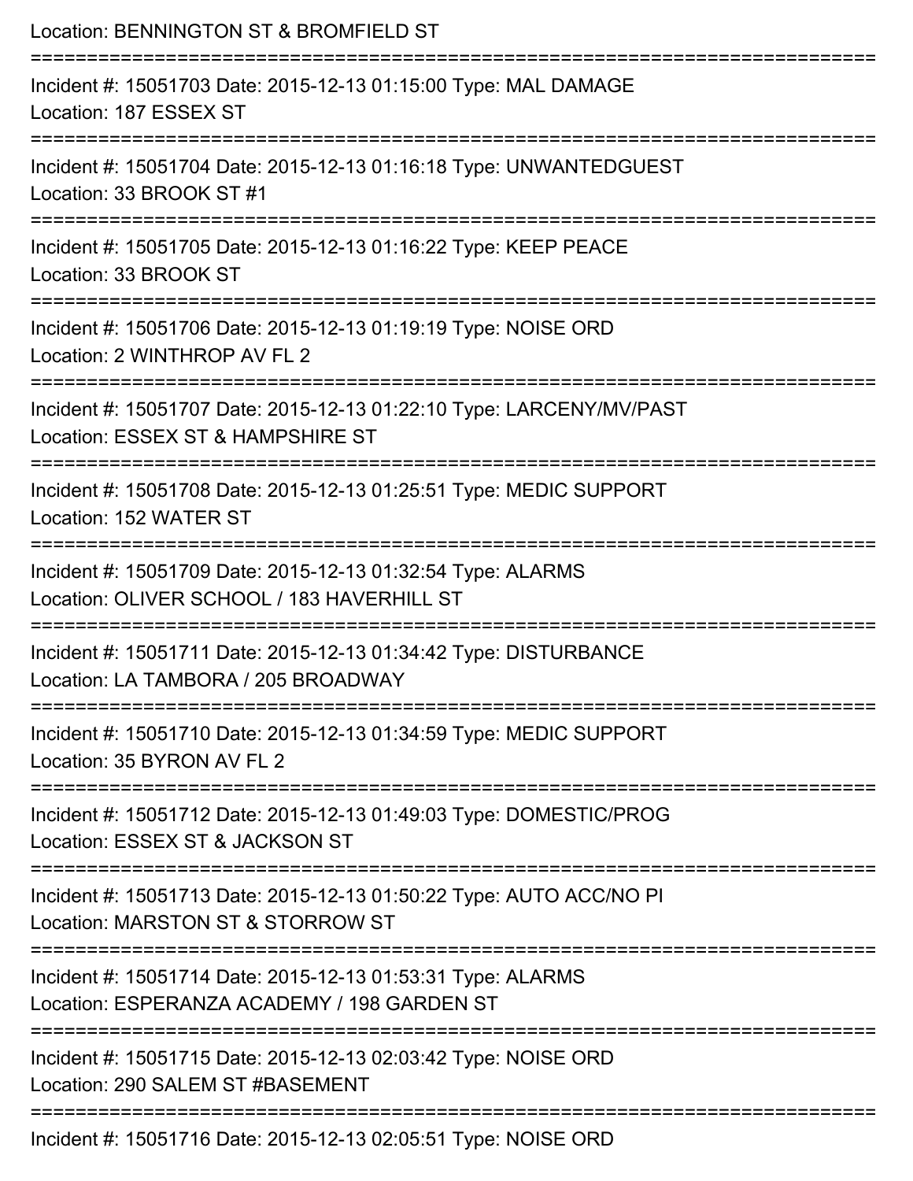Location: BENNINGTON ST & BROMFIELD ST

===========================================================================

Incident #: 15051703 Date: 2015-12-13 01:15:00 Type: MAL DAMAGE
Location: 187 ESSEX ST

===========================================================================

Incident #: 15051704 Date: 2015-12-13 01:16:18 Type: UNWANTEDGUEST
Location: 33 BROOK ST #1

===========================================================================

Incident #: 15051705 Date: 2015-12-13 01:16:22 Type: KEEP PEACE
Location: 33 BROOK ST

===========================================================================

Incident #: 15051706 Date: 2015-12-13 01:19:19 Type: NOISE ORD
Location: 2 WINTHROP AV FL 2

===========================================================================

Incident #: 15051707 Date: 2015-12-13 01:22:10 Type: LARCENY/MV/PAST
Location: ESSEX ST & HAMPSHIRE ST

===========================================================================

Incident #: 15051708 Date: 2015-12-13 01:25:51 Type: MEDIC SUPPORT
Location: 152 WATER ST

===========================================================================

Incident #: 15051709 Date: 2015-12-13 01:32:54 Type: ALARMS
Location: OLIVER SCHOOL / 183 HAVERHILL ST

===========================================================================

Incident #: 15051711 Date: 2015-12-13 01:34:42 Type: DISTURBANCE
Location: LA TAMBORA / 205 BROADWAY

===========================================================================

Incident #: 15051710 Date: 2015-12-13 01:34:59 Type: MEDIC SUPPORT
Location: 35 BYRON AV FL 2

===========================================================================

Incident #: 15051712 Date: 2015-12-13 01:49:03 Type: DOMESTIC/PROG
Location: ESSEX ST & JACKSON ST

===========================================================================

Incident #: 15051713 Date: 2015-12-13 01:50:22 Type: AUTO ACC/NO PI
Location: MARSTON ST & STORROW ST

===========================================================================

Incident #: 15051714 Date: 2015-12-13 01:53:31 Type: ALARMS
Location: ESPERANZA ACADEMY / 198 GARDEN ST

===========================================================================

Incident #: 15051715 Date: 2015-12-13 02:03:42 Type: NOISE ORD
Location: 290 SALEM ST #BASEMENT

===========================================================================

Incident #: 15051716 Date: 2015-12-13 02:05:51 Type: NOISE ORD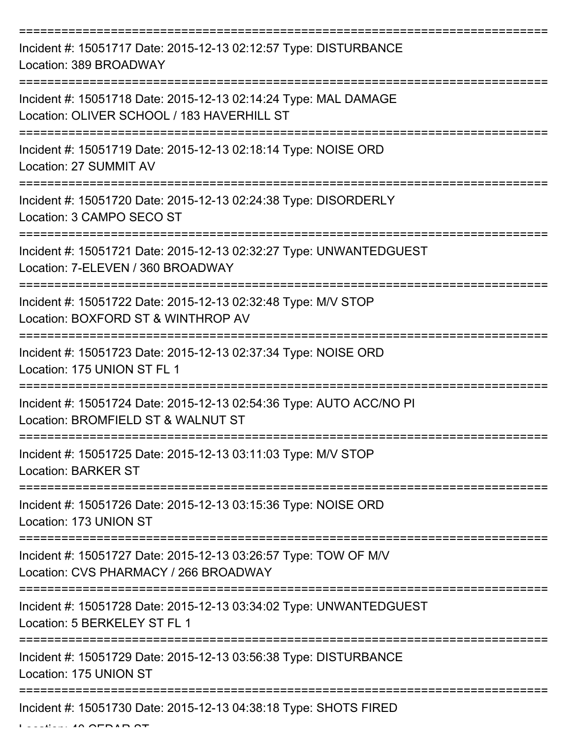===========================================================================
Incident #: 15051717 Date: 2015-12-13 02:12:57 Type: DISTURBANCE
Location: 389 BROADWAY
===========================================================================
Incident #: 15051718 Date: 2015-12-13 02:14:24 Type: MAL DAMAGE
Location: OLIVER SCHOOL / 183 HAVERHILL ST
===========================================================================
Incident #: 15051719 Date: 2015-12-13 02:18:14 Type: NOISE ORD
Location: 27 SUMMIT AV
===========================================================================
Incident #: 15051720 Date: 2015-12-13 02:24:38 Type: DISORDERLY
Location: 3 CAMPO SECO ST
===========================================================================
Incident #: 15051721 Date: 2015-12-13 02:32:27 Type: UNWANTEDGUEST
Location: 7-ELEVEN / 360 BROADWAY
===========================================================================
Incident #: 15051722 Date: 2015-12-13 02:32:48 Type: M/V STOP
Location: BOXFORD ST & WINTHROP AV
===========================================================================
Incident #: 15051723 Date: 2015-12-13 02:37:34 Type: NOISE ORD
Location: 175 UNION ST FL 1
===========================================================================
Incident #: 15051724 Date: 2015-12-13 02:54:36 Type: AUTO ACC/NO PI
Location: BROMFIELD ST & WALNUT ST
===========================================================================
Incident #: 15051725 Date: 2015-12-13 03:11:03 Type: M/V STOP
Location: BARKER ST
===========================================================================
Incident #: 15051726 Date: 2015-12-13 03:15:36 Type: NOISE ORD
Location: 173 UNION ST
===========================================================================
Incident #: 15051727 Date: 2015-12-13 03:26:57 Type: TOW OF M/V
Location: CVS PHARMACY / 266 BROADWAY
===========================================================================
Incident #: 15051728 Date: 2015-12-13 03:34:02 Type: UNWANTEDGUEST
Location: 5 BERKELEY ST FL 1
===========================================================================
Incident #: 15051729 Date: 2015-12-13 03:56:38 Type: DISTURBANCE
Location: 175 UNION ST
===========================================================================
Incident #: 15051730 Date: 2015-12-13 04:38:18 Type: SHOTS FIRED
Location: 40 CEDAR ST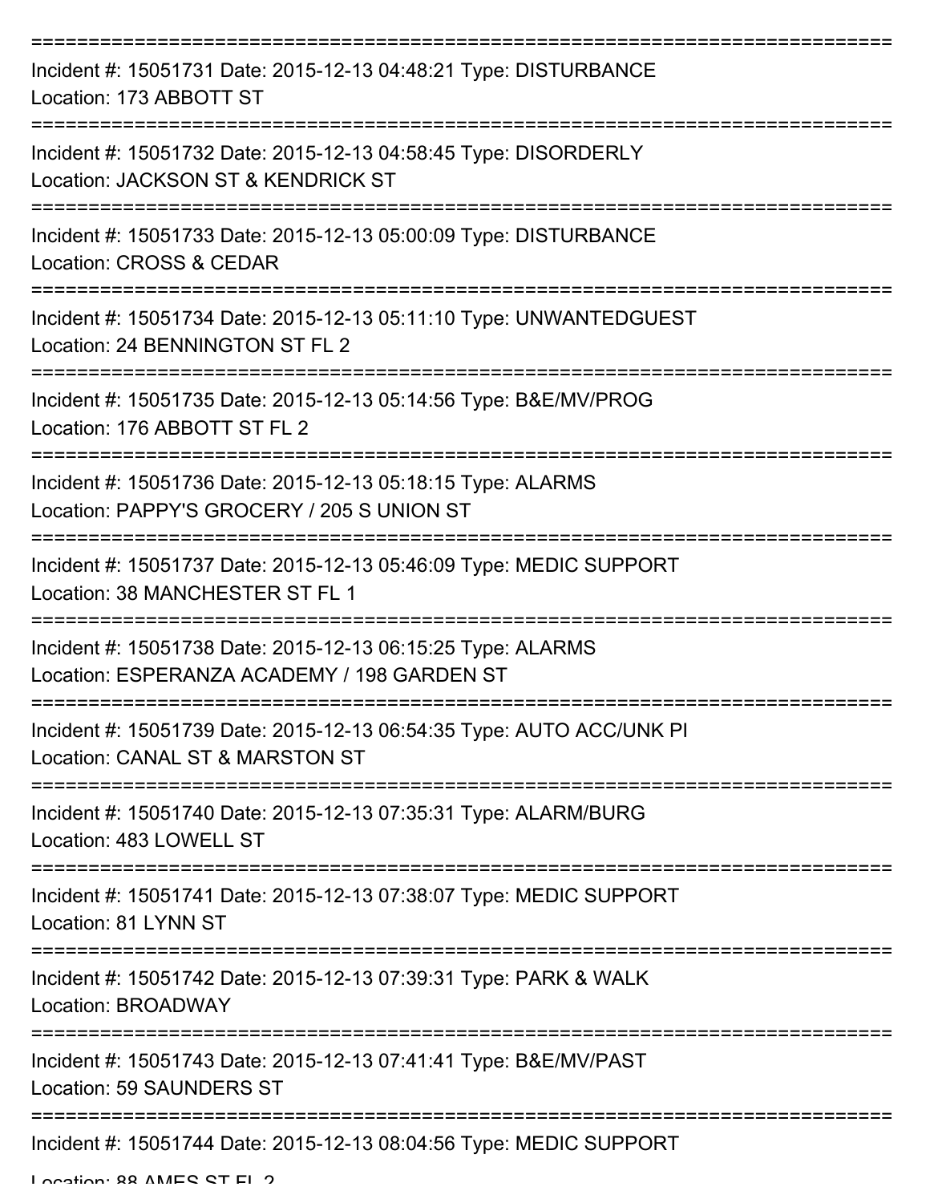===========================================================================

Incident #: 15051731 Date: 2015-12-13 04:48:21 Type: DISTURBANCE
Location: 173 ABBOTT ST

===========================================================================

Incident #: 15051732 Date: 2015-12-13 04:58:45 Type: DISORDERLY
Location: JACKSON ST & KENDRICK ST

===========================================================================

Incident #: 15051733 Date: 2015-12-13 05:00:09 Type: DISTURBANCE
Location: CROSS & CEDAR

===========================================================================

Incident #: 15051734 Date: 2015-12-13 05:11:10 Type: UNWANTEDGUEST
Location: 24 BENNINGTON ST FL 2

===========================================================================

Incident #: 15051735 Date: 2015-12-13 05:14:56 Type: B&E/MV/PROG
Location: 176 ABBOTT ST FL 2

===========================================================================

Incident #: 15051736 Date: 2015-12-13 05:18:15 Type: ALARMS
Location: PAPPY'S GROCERY / 205 S UNION ST

===========================================================================

Incident #: 15051737 Date: 2015-12-13 05:46:09 Type: MEDIC SUPPORT
Location: 38 MANCHESTER ST FL 1

===========================================================================

Incident #: 15051738 Date: 2015-12-13 06:15:25 Type: ALARMS
Location: ESPERANZA ACADEMY / 198 GARDEN ST

===========================================================================

Incident #: 15051739 Date: 2015-12-13 06:54:35 Type: AUTO ACC/UNK PI
Location: CANAL ST & MARSTON ST

===========================================================================

Incident #: 15051740 Date: 2015-12-13 07:35:31 Type: ALARM/BURG
Location: 483 LOWELL ST

===========================================================================

Incident #: 15051741 Date: 2015-12-13 07:38:07 Type: MEDIC SUPPORT
Location: 81 LYNN ST

===========================================================================

Incident #: 15051742 Date: 2015-12-13 07:39:31 Type: PARK & WALK
Location: BROADWAY

===========================================================================

Incident #: 15051743 Date: 2015-12-13 07:41:41 Type: B&E/MV/PAST
Location: 59 SAUNDERS ST

===========================================================================

Incident #: 15051744 Date: 2015-12-13 08:04:56 Type: MEDIC SUPPORT
Location: 88 AMES ST FL 2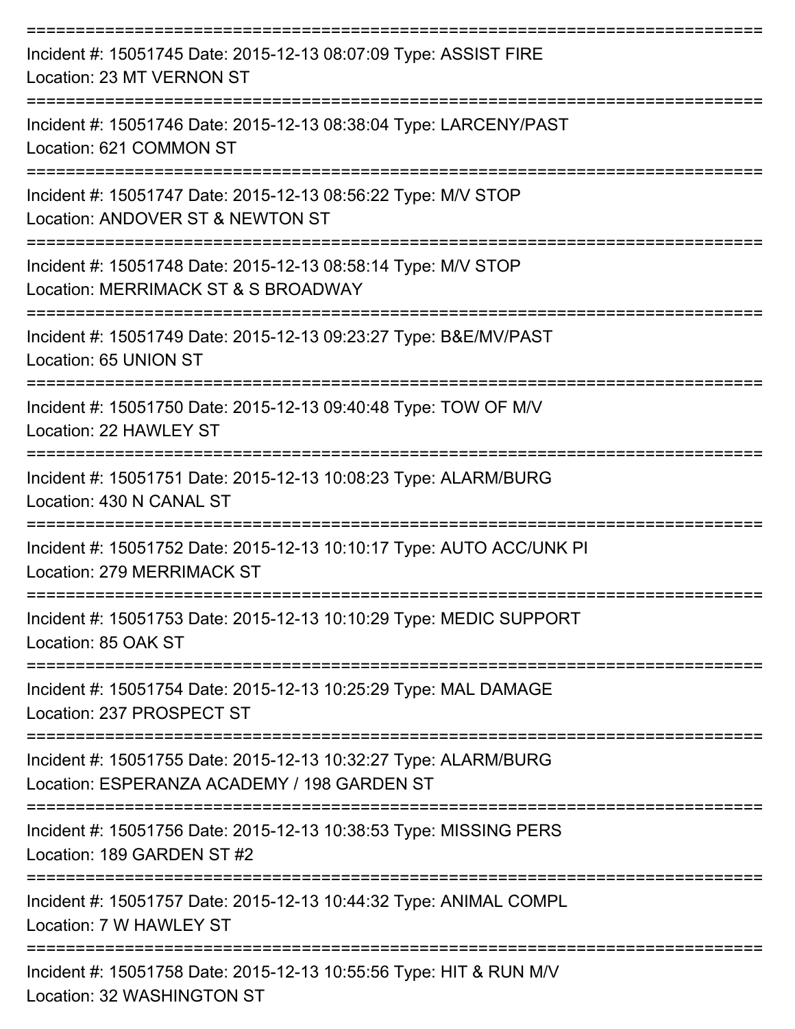===========================================================================

Incident #: 15051745 Date: 2015-12-13 08:07:09 Type: ASSIST FIRE
Location: 23 MT VERNON ST

===========================================================================

Incident #: 15051746 Date: 2015-12-13 08:38:04 Type: LARCENY/PAST
Location: 621 COMMON ST

===========================================================================

Incident #: 15051747 Date: 2015-12-13 08:56:22 Type: M/V STOP
Location: ANDOVER ST & NEWTON ST

===========================================================================

Incident #: 15051748 Date: 2015-12-13 08:58:14 Type: M/V STOP
Location: MERRIMACK ST & S BROADWAY

===========================================================================

Incident #: 15051749 Date: 2015-12-13 09:23:27 Type: B&E/MV/PAST
Location: 65 UNION ST

===========================================================================

Incident #: 15051750 Date: 2015-12-13 09:40:48 Type: TOW OF M/V
Location: 22 HAWLEY ST

===========================================================================

Incident #: 15051751 Date: 2015-12-13 10:08:23 Type: ALARM/BURG
Location: 430 N CANAL ST

===========================================================================

Incident #: 15051752 Date: 2015-12-13 10:10:17 Type: AUTO ACC/UNK PI
Location: 279 MERRIMACK ST

===========================================================================

Incident #: 15051753 Date: 2015-12-13 10:10:29 Type: MEDIC SUPPORT
Location: 85 OAK ST

===========================================================================

Incident #: 15051754 Date: 2015-12-13 10:25:29 Type: MAL DAMAGE
Location: 237 PROSPECT ST

===========================================================================

Incident #: 15051755 Date: 2015-12-13 10:32:27 Type: ALARM/BURG
Location: ESPERANZA ACADEMY / 198 GARDEN ST

===========================================================================

Incident #: 15051756 Date: 2015-12-13 10:38:53 Type: MISSING PERS
Location: 189 GARDEN ST #2

===========================================================================

Incident #: 15051757 Date: 2015-12-13 10:44:32 Type: ANIMAL COMPL
Location: 7 W HAWLEY ST

===========================================================================

Incident #: 15051758 Date: 2015-12-13 10:55:56 Type: HIT & RUN M/V
Location: 32 WASHINGTON ST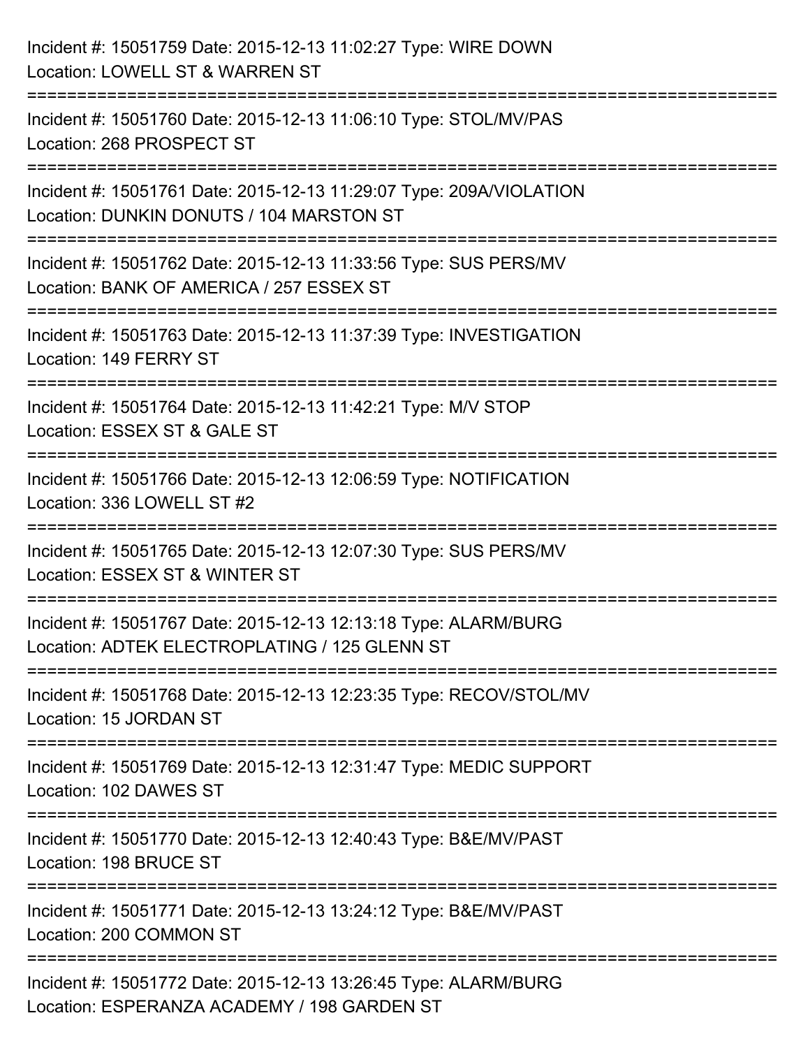Incident #: 15051759 Date: 2015-12-13 11:02:27 Type: WIRE DOWN
Location: LOWELL ST & WARREN ST

===========================================================================

Incident #: 15051760 Date: 2015-12-13 11:06:10 Type: STOL/MV/PAS
Location: 268 PROSPECT ST

===========================================================================

Incident #: 15051761 Date: 2015-12-13 11:29:07 Type: 209A/VIOLATION
Location: DUNKIN DONUTS / 104 MARSTON ST

===========================================================================

Incident #: 15051762 Date: 2015-12-13 11:33:56 Type: SUS PERS/MV
Location: BANK OF AMERICA / 257 ESSEX ST

===========================================================================

Incident #: 15051763 Date: 2015-12-13 11:37:39 Type: INVESTIGATION
Location: 149 FERRY ST

===========================================================================

Incident #: 15051764 Date: 2015-12-13 11:42:21 Type: M/V STOP
Location: ESSEX ST & GALE ST

===========================================================================

Incident #: 15051766 Date: 2015-12-13 12:06:59 Type: NOTIFICATION
Location: 336 LOWELL ST #2

===========================================================================

Incident #: 15051765 Date: 2015-12-13 12:07:30 Type: SUS PERS/MV
Location: ESSEX ST & WINTER ST

===========================================================================

Incident #: 15051767 Date: 2015-12-13 12:13:18 Type: ALARM/BURG
Location: ADTEK ELECTROPLATING / 125 GLENN ST

===========================================================================

Incident #: 15051768 Date: 2015-12-13 12:23:35 Type: RECOV/STOL/MV
Location: 15 JORDAN ST

===========================================================================

Incident #: 15051769 Date: 2015-12-13 12:31:47 Type: MEDIC SUPPORT
Location: 102 DAWES ST

===========================================================================

Incident #: 15051770 Date: 2015-12-13 12:40:43 Type: B&E/MV/PAST
Location: 198 BRUCE ST

===========================================================================

Incident #: 15051771 Date: 2015-12-13 13:24:12 Type: B&E/MV/PAST
Location: 200 COMMON ST

===========================================================================

Incident #: 15051772 Date: 2015-12-13 13:26:45 Type: ALARM/BURG
Location: ESPERANZA ACADEMY / 198 GARDEN ST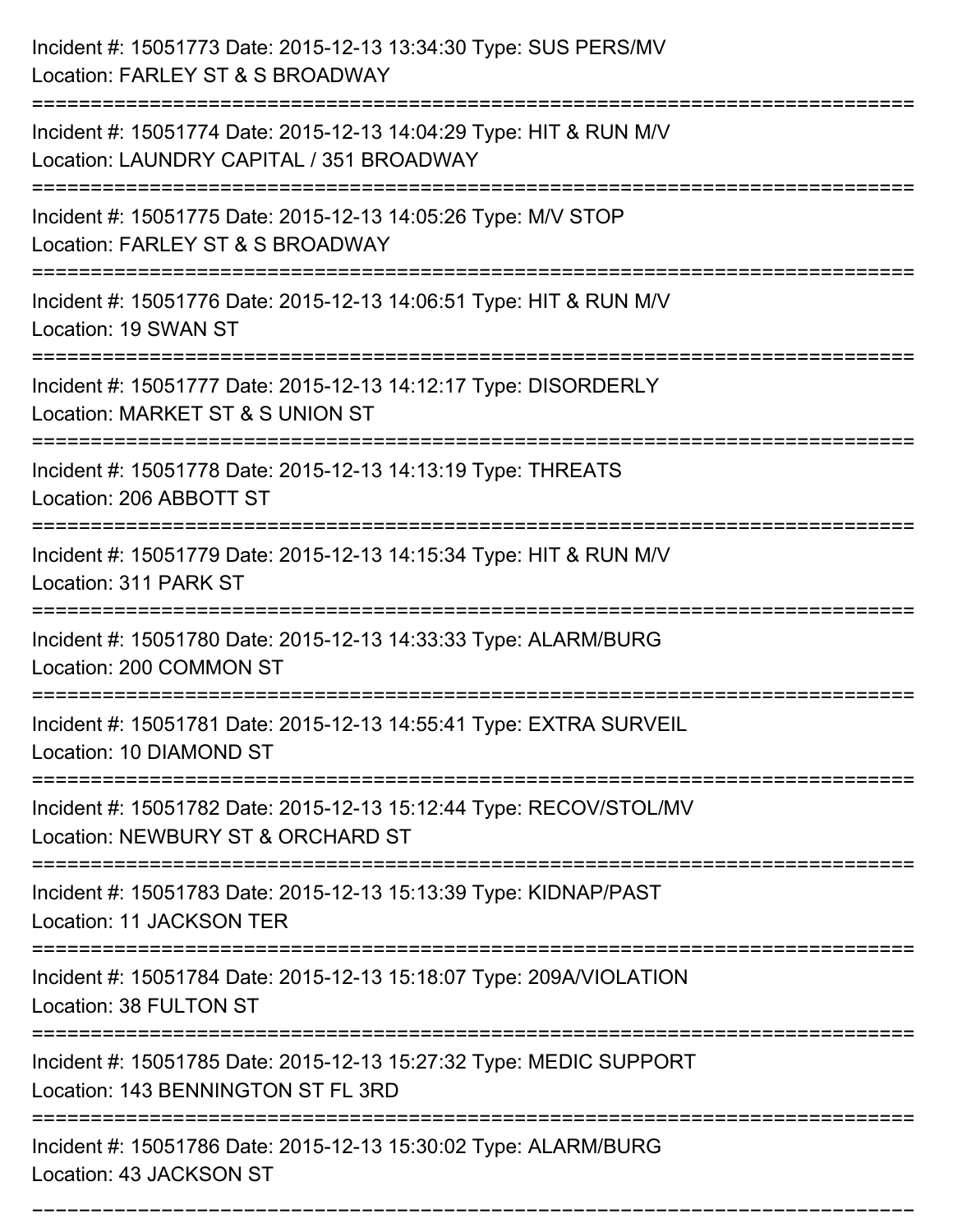Incident #: 15051773 Date: 2015-12-13 13:34:30 Type: SUS PERS/MV
Location: FARLEY ST & S BROADWAY

===========================================================================

Incident #: 15051774 Date: 2015-12-13 14:04:29 Type: HIT & RUN M/V
Location: LAUNDRY CAPITAL / 351 BROADWAY

===========================================================================

Incident #: 15051775 Date: 2015-12-13 14:05:26 Type: M/V STOP
Location: FARLEY ST & S BROADWAY

===========================================================================

Incident #: 15051776 Date: 2015-12-13 14:06:51 Type: HIT & RUN M/V
Location: 19 SWAN ST

===========================================================================

Incident #: 15051777 Date: 2015-12-13 14:12:17 Type: DISORDERLY
Location: MARKET ST & S UNION ST

===========================================================================

Incident #: 15051778 Date: 2015-12-13 14:13:19 Type: THREATS
Location: 206 ABBOTT ST

===========================================================================

Incident #: 15051779 Date: 2015-12-13 14:15:34 Type: HIT & RUN M/V
Location: 311 PARK ST

===========================================================================

Incident #: 15051780 Date: 2015-12-13 14:33:33 Type: ALARM/BURG
Location: 200 COMMON ST

===========================================================================

Incident #: 15051781 Date: 2015-12-13 14:55:41 Type: EXTRA SURVEIL
Location: 10 DIAMOND ST

===========================================================================

Incident #: 15051782 Date: 2015-12-13 15:12:44 Type: RECOV/STOL/MV
Location: NEWBURY ST & ORCHARD ST

===========================================================================

Incident #: 15051783 Date: 2015-12-13 15:13:39 Type: KIDNAP/PAST
Location: 11 JACKSON TER

===========================================================================

Incident #: 15051784 Date: 2015-12-13 15:18:07 Type: 209A/VIOLATION
Location: 38 FULTON ST

===========================================================================

Incident #: 15051785 Date: 2015-12-13 15:27:32 Type: MEDIC SUPPORT
Location: 143 BENNINGTON ST FL 3RD

===========================================================================

Incident #: 15051786 Date: 2015-12-13 15:30:02 Type: ALARM/BURG
Location: 43 JACKSON ST

===========================================================================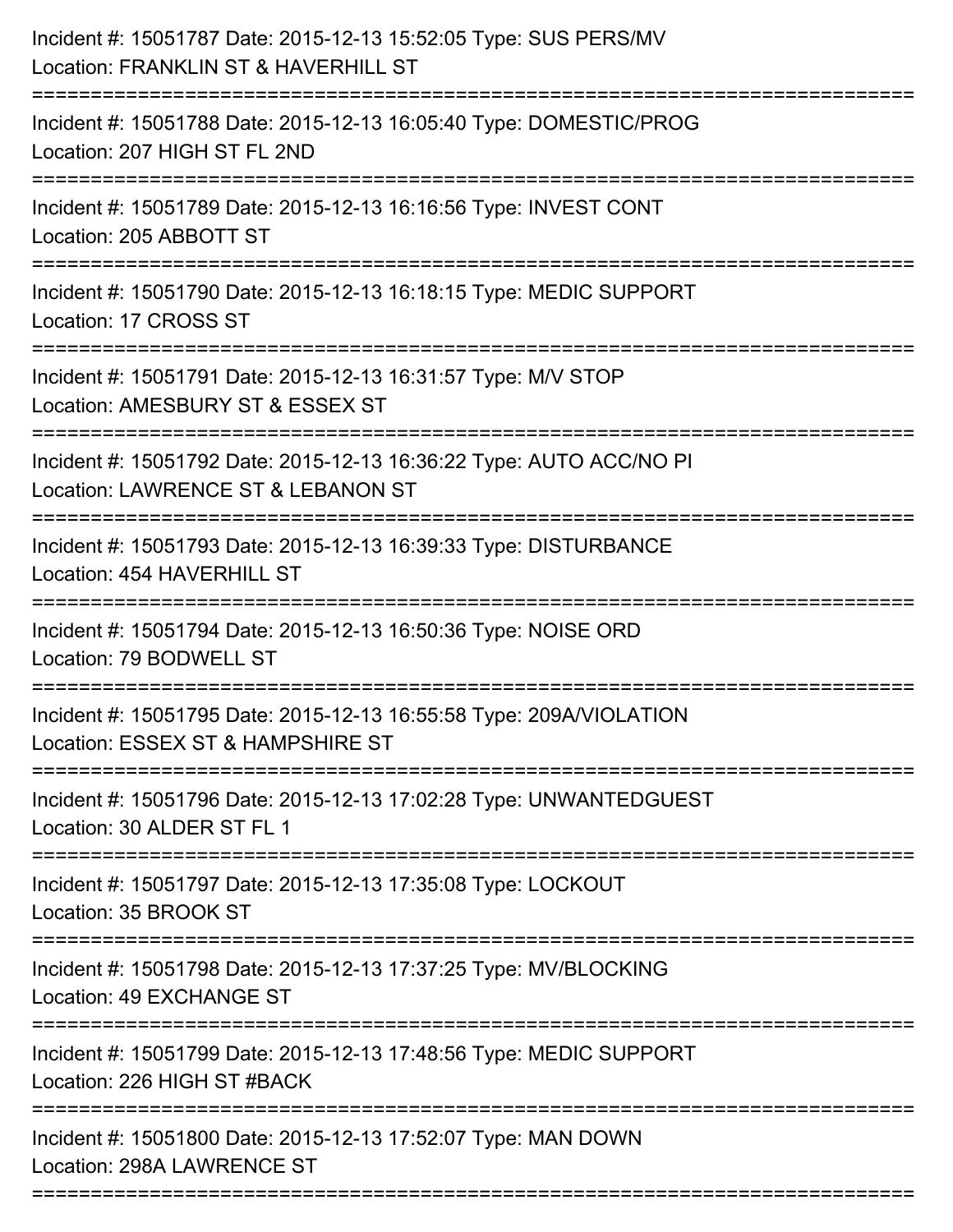Incident #: 15051787 Date: 2015-12-13 15:52:05 Type: SUS PERS/MV
Location: FRANKLIN ST & HAVERHILL ST

===========================================================================

Incident #: 15051788 Date: 2015-12-13 16:05:40 Type: DOMESTIC/PROG
Location: 207 HIGH ST FL 2ND

===========================================================================

Incident #: 15051789 Date: 2015-12-13 16:16:56 Type: INVEST CONT
Location: 205 ABBOTT ST

===========================================================================

Incident #: 15051790 Date: 2015-12-13 16:18:15 Type: MEDIC SUPPORT
Location: 17 CROSS ST

===========================================================================

Incident #: 15051791 Date: 2015-12-13 16:31:57 Type: M/V STOP
Location: AMESBURY ST & ESSEX ST

===========================================================================

Incident #: 15051792 Date: 2015-12-13 16:36:22 Type: AUTO ACC/NO PI
Location: LAWRENCE ST & LEBANON ST

===========================================================================

Incident #: 15051793 Date: 2015-12-13 16:39:33 Type: DISTURBANCE
Location: 454 HAVERHILL ST

===========================================================================

Incident #: 15051794 Date: 2015-12-13 16:50:36 Type: NOISE ORD
Location: 79 BODWELL ST

===========================================================================

Incident #: 15051795 Date: 2015-12-13 16:55:58 Type: 209A/VIOLATION
Location: ESSEX ST & HAMPSHIRE ST

===========================================================================

Incident #: 15051796 Date: 2015-12-13 17:02:28 Type: UNWANTEDGUEST
Location: 30 ALDER ST FL 1

===========================================================================

Incident #: 15051797 Date: 2015-12-13 17:35:08 Type: LOCKOUT
Location: 35 BROOK ST

===========================================================================

Incident #: 15051798 Date: 2015-12-13 17:37:25 Type: MV/BLOCKING
Location: 49 EXCHANGE ST

===========================================================================

Incident #: 15051799 Date: 2015-12-13 17:48:56 Type: MEDIC SUPPORT
Location: 226 HIGH ST #BACK

===========================================================================

Incident #: 15051800 Date: 2015-12-13 17:52:07 Type: MAN DOWN
Location: 298A LAWRENCE ST

===========================================================================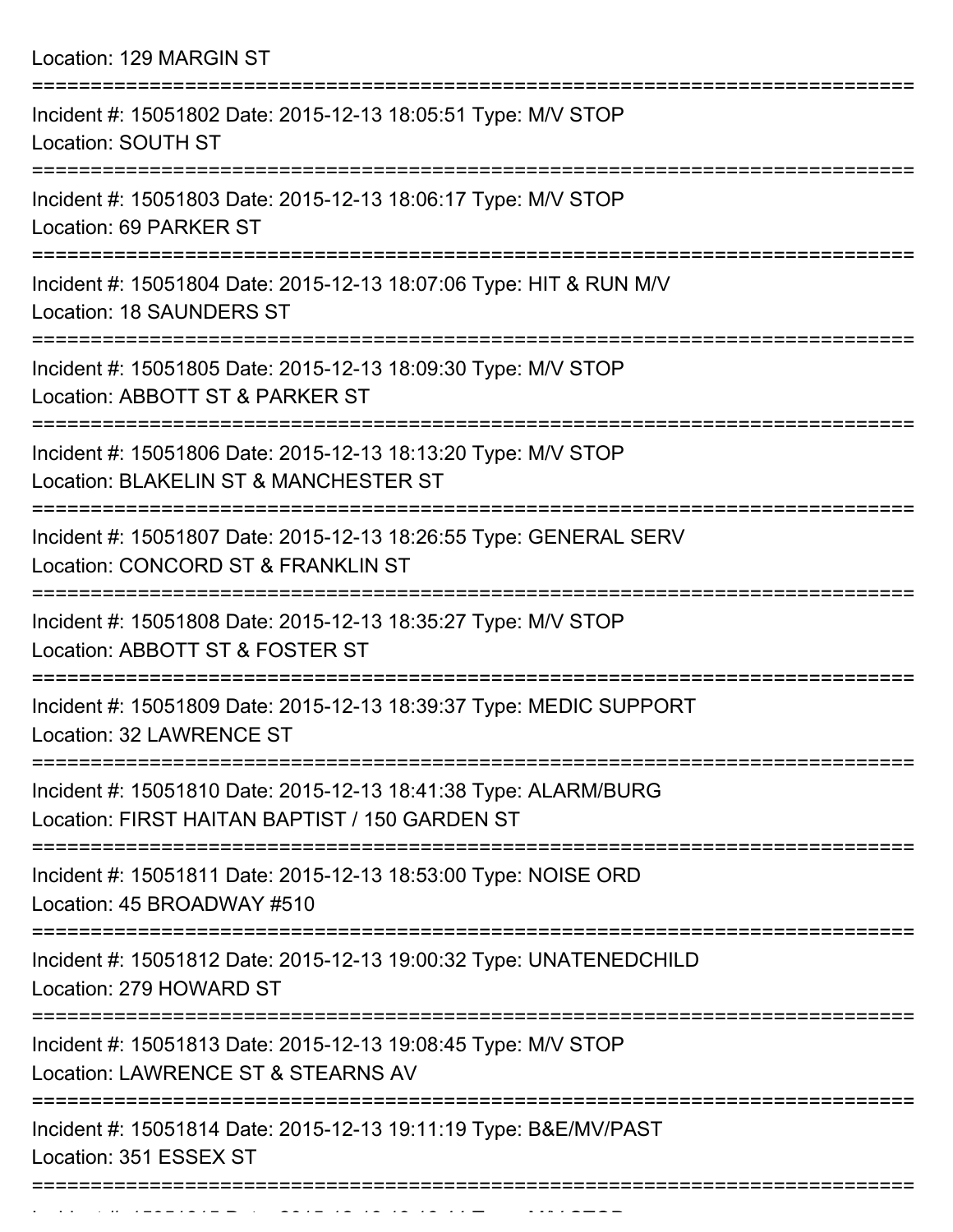Location: 129 MARGIN ST

===========================================================================

Incident #: 15051802 Date: 2015-12-13 18:05:51 Type: M/V STOP
Location: SOUTH ST

===========================================================================

Incident #: 15051803 Date: 2015-12-13 18:06:17 Type: M/V STOP
Location: 69 PARKER ST

===========================================================================

Incident #: 15051804 Date: 2015-12-13 18:07:06 Type: HIT & RUN M/V
Location: 18 SAUNDERS ST

===========================================================================

Incident #: 15051805 Date: 2015-12-13 18:09:30 Type: M/V STOP
Location: ABBOTT ST & PARKER ST

===========================================================================

Incident #: 15051806 Date: 2015-12-13 18:13:20 Type: M/V STOP
Location: BLAKELIN ST & MANCHESTER ST

===========================================================================

Incident #: 15051807 Date: 2015-12-13 18:26:55 Type: GENERAL SERV
Location: CONCORD ST & FRANKLIN ST

===========================================================================

Incident #: 15051808 Date: 2015-12-13 18:35:27 Type: M/V STOP
Location: ABBOTT ST & FOSTER ST

===========================================================================

Incident #: 15051809 Date: 2015-12-13 18:39:37 Type: MEDIC SUPPORT
Location: 32 LAWRENCE ST

===========================================================================

Incident #: 15051810 Date: 2015-12-13 18:41:38 Type: ALARM/BURG
Location: FIRST HAITAN BAPTIST / 150 GARDEN ST

===========================================================================

Incident #: 15051811 Date: 2015-12-13 18:53:00 Type: NOISE ORD
Location: 45 BROADWAY #510

===========================================================================

Incident #: 15051812 Date: 2015-12-13 19:00:32 Type: UNATENEDCHILD
Location: 279 HOWARD ST

===========================================================================

Incident #: 15051813 Date: 2015-12-13 19:08:45 Type: M/V STOP
Location: LAWRENCE ST & STEARNS AV

===========================================================================

Incident #: 15051814 Date: 2015-12-13 19:11:19 Type: B&E/MV/PAST
Location: 351 ESSEX ST

===========================================================================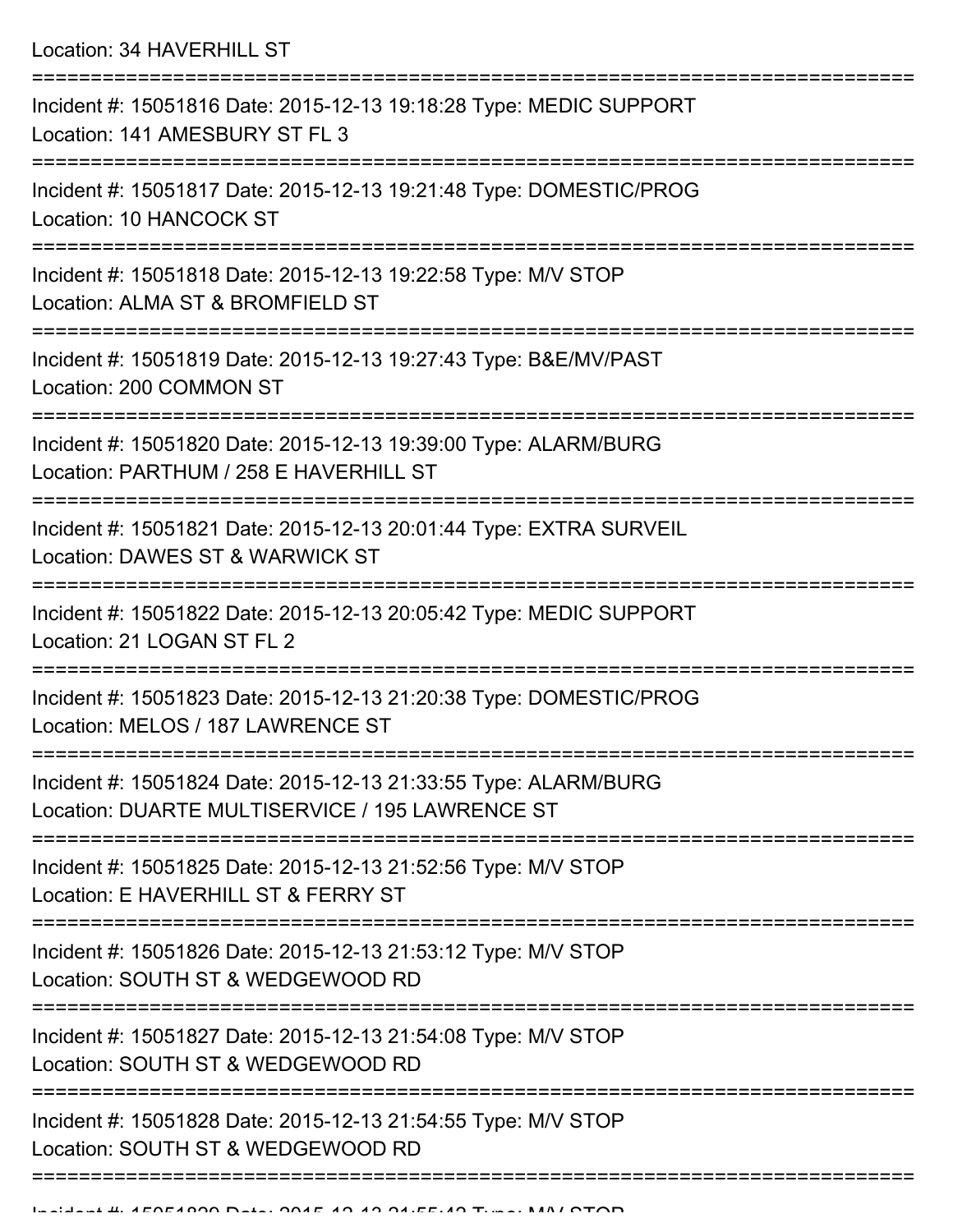Location: 34 HAVERHILL ST

===========================================================================

Incident #: 15051816 Date: 2015-12-13 19:18:28 Type: MEDIC SUPPORT
Location: 141 AMESBURY ST FL 3

===========================================================================

Incident #: 15051817 Date: 2015-12-13 19:21:48 Type: DOMESTIC/PROG
Location: 10 HANCOCK ST

===========================================================================

Incident #: 15051818 Date: 2015-12-13 19:22:58 Type: M/V STOP
Location: ALMA ST & BROMFIELD ST

===========================================================================

Incident #: 15051819 Date: 2015-12-13 19:27:43 Type: B&E/MV/PAST
Location: 200 COMMON ST

===========================================================================

Incident #: 15051820 Date: 2015-12-13 19:39:00 Type: ALARM/BURG
Location: PARTHUM / 258 E HAVERHILL ST

===========================================================================

Incident #: 15051821 Date: 2015-12-13 20:01:44 Type: EXTRA SURVEIL
Location: DAWES ST & WARWICK ST

===========================================================================

Incident #: 15051822 Date: 2015-12-13 20:05:42 Type: MEDIC SUPPORT
Location: 21 LOGAN ST FL 2

===========================================================================

Incident #: 15051823 Date: 2015-12-13 21:20:38 Type: DOMESTIC/PROG
Location: MELOS / 187 LAWRENCE ST

===========================================================================

Incident #: 15051824 Date: 2015-12-13 21:33:55 Type: ALARM/BURG
Location: DUARTE MULTISERVICE / 195 LAWRENCE ST

===========================================================================

Incident #: 15051825 Date: 2015-12-13 21:52:56 Type: M/V STOP
Location: E HAVERHILL ST & FERRY ST

===========================================================================

Incident #: 15051826 Date: 2015-12-13 21:53:12 Type: M/V STOP
Location: SOUTH ST & WEDGEWOOD RD

===========================================================================

Incident #: 15051827 Date: 2015-12-13 21:54:08 Type: M/V STOP
Location: SOUTH ST & WEDGEWOOD RD

===========================================================================

Incident #: 15051828 Date: 2015-12-13 21:54:55 Type: M/V STOP
Location: SOUTH ST & WEDGEWOOD RD

===========================================================================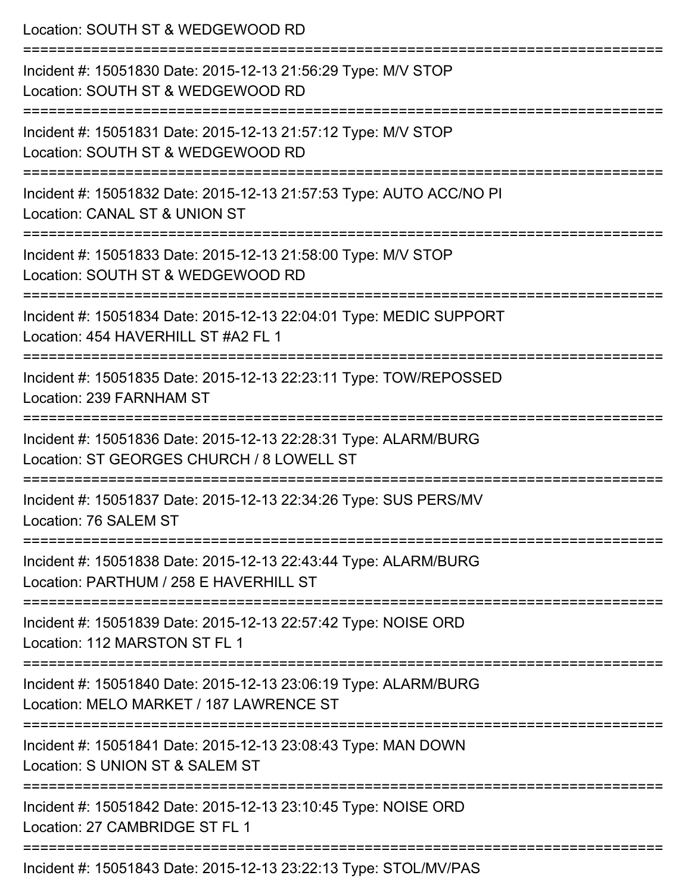Location: SOUTH ST & WEDGEWOOD RD

===========================================================================

Incident #: 15051830 Date: 2015-12-13 21:56:29 Type: M/V STOP

Location: SOUTH ST & WEDGEWOOD RD

===========================================================================

Incident #: 15051831 Date: 2015-12-13 21:57:12 Type: M/V STOP

Location: SOUTH ST & WEDGEWOOD RD

===========================================================================

Incident #: 15051832 Date: 2015-12-13 21:57:53 Type: AUTO ACC/NO PI

Location: CANAL ST & UNION ST

===========================================================================

Incident #: 15051833 Date: 2015-12-13 21:58:00 Type: M/V STOP

Location: SOUTH ST & WEDGEWOOD RD

===========================================================================

Incident #: 15051834 Date: 2015-12-13 22:04:01 Type: MEDIC SUPPORT

Location: 454 HAVERHILL ST #A2 FL 1

===========================================================================

Incident #: 15051835 Date: 2015-12-13 22:23:11 Type: TOW/REPOSSED

Location: 239 FARNHAM ST

===========================================================================

Incident #: 15051836 Date: 2015-12-13 22:28:31 Type: ALARM/BURG

Location: ST GEORGES CHURCH / 8 LOWELL ST

===========================================================================

Incident #: 15051837 Date: 2015-12-13 22:34:26 Type: SUS PERS/MV

Location: 76 SALEM ST

===========================================================================

Incident #: 15051838 Date: 2015-12-13 22:43:44 Type: ALARM/BURG

Location: PARTHUM / 258 E HAVERHILL ST

===========================================================================

Incident #: 15051839 Date: 2015-12-13 22:57:42 Type: NOISE ORD

Location: 112 MARSTON ST FL 1

===========================================================================

Incident #: 15051840 Date: 2015-12-13 23:06:19 Type: ALARM/BURG

Location: MELO MARKET / 187 LAWRENCE ST

===========================================================================

Incident #: 15051841 Date: 2015-12-13 23:08:43 Type: MAN DOWN

Location: S UNION ST & SALEM ST

===========================================================================

Incident #: 15051842 Date: 2015-12-13 23:10:45 Type: NOISE ORD

Location: 27 CAMBRIDGE ST FL 1

===========================================================================

Incident #: 15051843 Date: 2015-12-13 23:22:13 Type: STOL/MV/PAS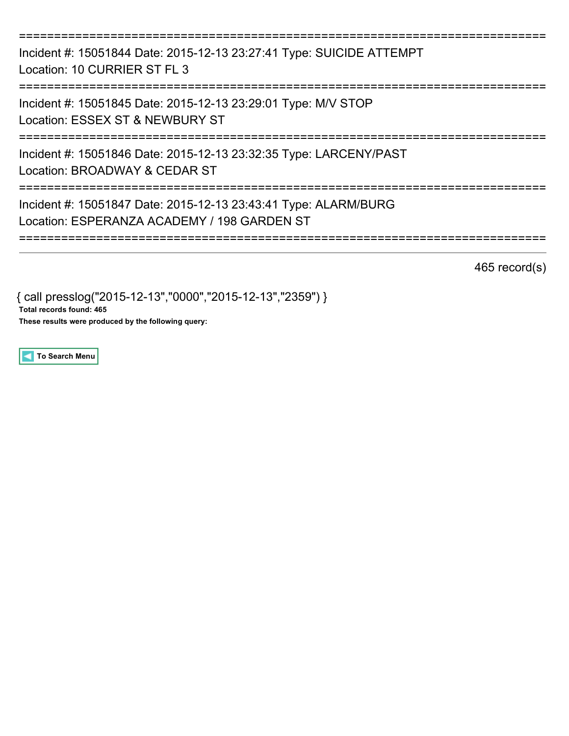===========================================================================

Incident #: 15051844 Date: 2015-12-13 23:27:41 Type: SUICIDE ATTEMPT

Location: 10 CURRIER ST FL 3

===========================================================================

Incident #: 15051845 Date: 2015-12-13 23:29:01 Type: M/V STOP

Location: ESSEX ST & NEWBURY ST

===========================================================================

Incident #: 15051846 Date: 2015-12-13 23:32:35 Type: LARCENY/PAST

Location: BROADWAY & CEDAR ST

===========================================================================

Incident #: 15051847 Date: 2015-12-13 23:43:41 Type: ALARM/BURG

Location: ESPERANZA ACADEMY / 198 GARDEN ST

===========================================================================

465 record(s)

{ call presslog("2015-12-13","0000","2015-12-13","2359") }

**Total records found: 465**

**These results were produced by the following query:**

**To Search Menu**